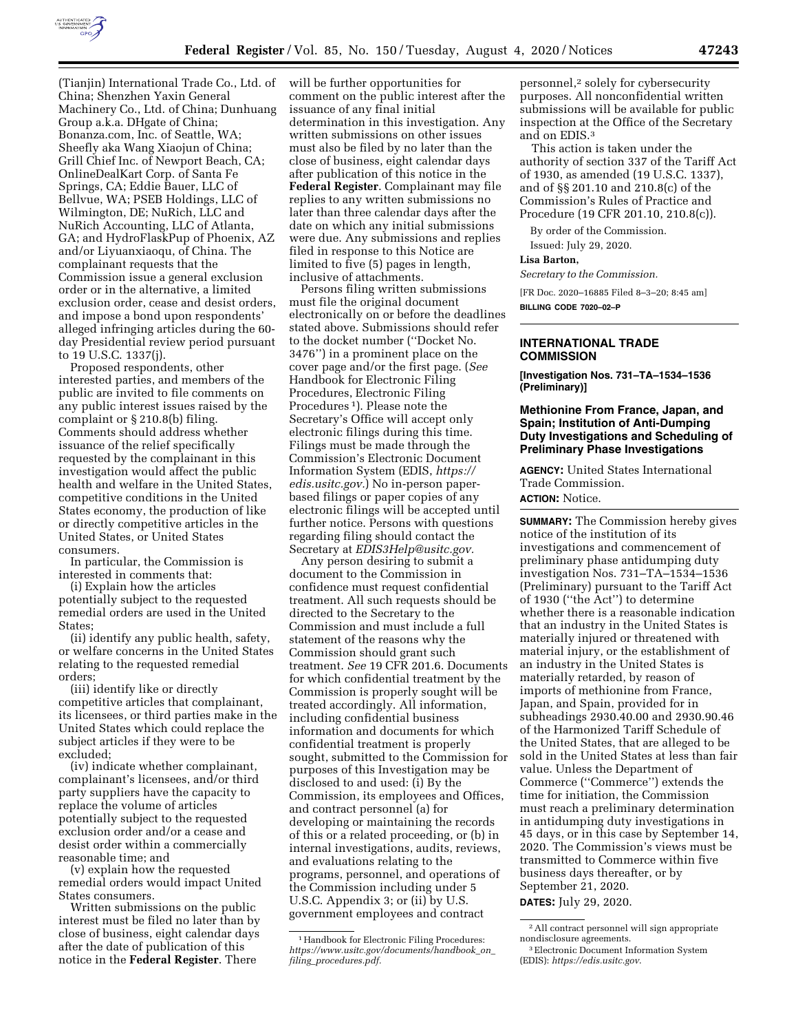(Tianjin) International Trade Co., Ltd. of China; Shenzhen Yaxin General Machinery Co., Ltd. of China; Dunhuang Group a.k.a. DHgate of China; Bonanza.com, Inc. of Seattle, WA; Sheefly aka Wang Xiaojun of China; Grill Chief Inc. of Newport Beach, CA; OnlineDealKart Corp. of Santa Fe Springs, CA; Eddie Bauer, LLC of Bellvue, WA; PSEB Holdings, LLC of Wilmington, DE; NuRich, LLC and NuRich Accounting, LLC of Atlanta, GA; and HydroFlaskPup of Phoenix, AZ and/or Liyuanxiaoqu, of China. The complainant requests that the Commission issue a general exclusion order or in the alternative, a limited exclusion order, cease and desist orders, and impose a bond upon respondents' alleged infringing articles during the 60-day Presidential review period pursuant to 19 U.S.C. 1337(j).

Proposed respondents, other interested parties, and members of the public are invited to file comments on any public interest issues raised by the complaint or § 210.8(b) filing. Comments should address whether issuance of the relief specifically requested by the complainant in this investigation would affect the public health and welfare in the United States, competitive conditions in the United States economy, the production of like or directly competitive articles in the United States, or United States consumers.

In particular, the Commission is interested in comments that:

(i) Explain how the articles potentially subject to the requested remedial orders are used in the United States;

(ii) identify any public health, safety, or welfare concerns in the United States relating to the requested remedial orders;

(iii) identify like or directly competitive articles that complainant, its licensees, or third parties make in the United States which could replace the subject articles if they were to be excluded;

(iv) indicate whether complainant, complainant's licensees, and/or third party suppliers have the capacity to replace the volume of articles potentially subject to the requested exclusion order and/or a cease and desist order within a commercially reasonable time; and

(v) explain how the requested remedial orders would impact United States consumers.

Written submissions on the public interest must be filed no later than by close of business, eight calendar days after the date of publication of this notice in the **Federal Register**. There will be further opportunities for comment on the public interest after the issuance of any final initial determination in this investigation. Any written submissions on other issues must also be filed by no later than the close of business, eight calendar days after publication of this notice in the **Federal Register**. Complainant may file replies to any written submissions no later than three calendar days after the date on which any initial submissions were due. Any submissions and replies filed in response to this Notice are limited to five (5) pages in length, inclusive of attachments.

Persons filing written submissions must file the original document electronically on or before the deadlines stated above. Submissions should refer to the docket number (''Docket No. 3476'') in a prominent place on the cover page and/or the first page. (*See* Handbook for Electronic Filing Procedures, Electronic Filing Procedures [1]). Please note the Secretary's Office will accept only electronic filings during this time. Filings must be made through the Commission's Electronic Document Information System (EDIS, *https://edis.usitc.gov.*) No in-person paper-based filings or paper copies of any electronic filings will be accepted until further notice. Persons with questions regarding filing should contact the Secretary at *EDIS3Help@usitc.gov.*

Any person desiring to submit a document to the Commission in confidence must request confidential treatment. All such requests should be directed to the Secretary to the Commission and must include a full statement of the reasons why the Commission should grant such treatment. *See* 19 CFR 201.6. Documents for which confidential treatment by the Commission is properly sought will be treated accordingly. All information, including confidential business information and documents for which confidential treatment is properly sought, submitted to the Commission for purposes of this Investigation may be disclosed to and used: (i) By the Commission, its employees and Offices, and contract personnel (a) for developing or maintaining the records of this or a related proceeding, or (b) in internal investigations, audits, reviews, and evaluations relating to the programs, personnel, and operations of the Commission including under 5 U.S.C. Appendix 3; or (ii) by U.S. government employees and contract personnel,[2] solely for cybersecurity purposes. All nonconfidential written submissions will be available for public inspection at the Office of the Secretary and on EDIS.[3]

This action is taken under the authority of section 337 of the Tariff Act of 1930, as amended (19 U.S.C. 1337), and of §§ 201.10 and 210.8(c) of the Commission's Rules of Practice and Procedure (19 CFR 201.10, 210.8(c)).

By order of the Commission.

Issued: July 29, 2020.

**Lisa Barton,**

*Secretary to the Commission.*

[FR Doc. 2020–16885 Filed 8–3–20; 8:45 am]

**BILLING CODE 7020–02–P**

## INTERNATIONAL TRADE COMMISSION

**[Investigation Nos. 731–TA–1534–1536 (Preliminary)]**

### Methionine From France, Japan, and Spain; Institution of Anti-Dumping Duty Investigations and Scheduling of Preliminary Phase Investigations

**AGENCY:** United States International Trade Commission.

**ACTION:** Notice.

**SUMMARY:** The Commission hereby gives notice of the institution of its investigations and commencement of preliminary phase antidumping duty investigation Nos. 731–TA–1534–1536 (Preliminary) pursuant to the Tariff Act of 1930 (''the Act'') to determine whether there is a reasonable indication that an industry in the United States is materially injured or threatened with material injury, or the establishment of an industry in the United States is materially retarded, by reason of imports of methionine from France, Japan, and Spain, provided for in subheadings 2930.40.00 and 2930.90.46 of the Harmonized Tariff Schedule of the United States, that are alleged to be sold in the United States at less than fair value. Unless the Department of Commerce (''Commerce'') extends the time for initiation, the Commission must reach a preliminary determination in antidumping duty investigations in 45 days, or in this case by September 14, 2020. The Commission's views must be transmitted to Commerce within five business days thereafter, or by September 21, 2020.

**DATES:** July 29, 2020.

---

[1] Handbook for Electronic Filing Procedures: *https://www.usitc.gov/documents/handbook_on_filing_procedures.pdf.*

[2] All contract personnel will sign appropriate nondisclosure agreements.

[3] Electronic Document Information System (EDIS): *https://edis.usitc.gov.*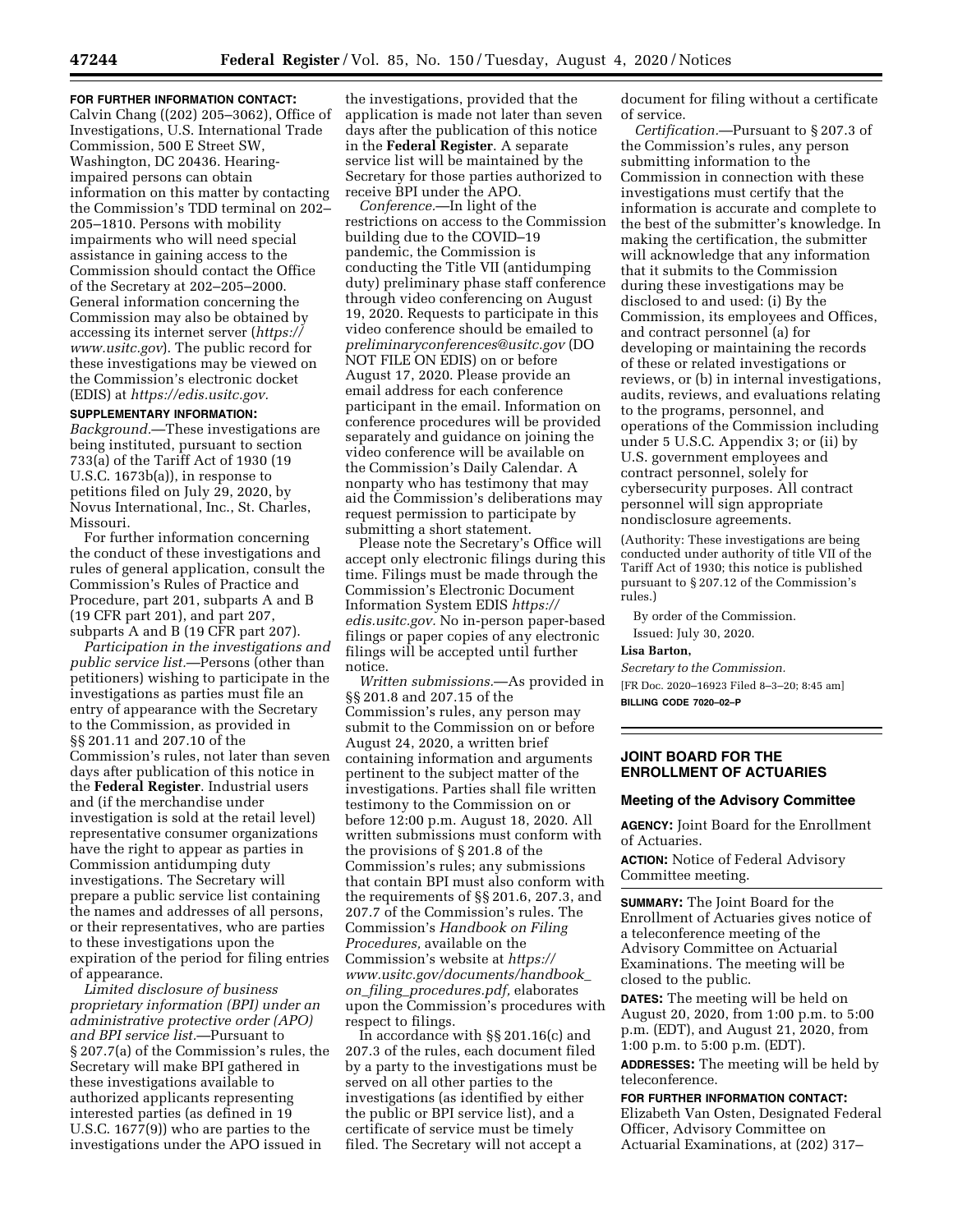**FOR FURTHER INFORMATION CONTACT:** Calvin Chang ((202) 205–3062), Office of Investigations, U.S. International Trade Commission, 500 E Street SW, Washington, DC 20436. Hearing-impaired persons can obtain information on this matter by contacting the Commission's TDD terminal on 202–205–1810. Persons with mobility impairments who will need special assistance in gaining access to the Commission should contact the Office of the Secretary at 202–205–2000. General information concerning the Commission may also be obtained by accessing its internet server (*https://www.usitc.gov*). The public record for these investigations may be viewed on the Commission's electronic docket (EDIS) at *https://edis.usitc.gov.*

**SUPPLEMENTARY INFORMATION:**

*Background.*—These investigations are being instituted, pursuant to section 733(a) of the Tariff Act of 1930 (19 U.S.C. 1673b(a)), in response to petitions filed on July 29, 2020, by Novus International, Inc., St. Charles, Missouri.

For further information concerning the conduct of these investigations and rules of general application, consult the Commission's Rules of Practice and Procedure, part 201, subparts A and B (19 CFR part 201), and part 207, subparts A and B (19 CFR part 207).

*Participation in the investigations and public service list.*—Persons (other than petitioners) wishing to participate in the investigations as parties must file an entry of appearance with the Secretary to the Commission, as provided in §§ 201.11 and 207.10 of the Commission's rules, not later than seven days after publication of this notice in the **Federal Register**. Industrial users and (if the merchandise under investigation is sold at the retail level) representative consumer organizations have the right to appear as parties in Commission antidumping duty investigations. The Secretary will prepare a public service list containing the names and addresses of all persons, or their representatives, who are parties to these investigations upon the expiration of the period for filing entries of appearance.

*Limited disclosure of business proprietary information (BPI) under an administrative protective order (APO) and BPI service list.*—Pursuant to § 207.7(a) of the Commission's rules, the Secretary will make BPI gathered in these investigations available to authorized applicants representing interested parties (as defined in 19 U.S.C. 1677(9)) who are parties to the investigations under the APO issued in the investigations, provided that the application is made not later than seven days after the publication of this notice in the **Federal Register**. A separate service list will be maintained by the Secretary for those parties authorized to receive BPI under the APO.

*Conference.*—In light of the restrictions on access to the Commission building due to the COVID–19 pandemic, the Commission is conducting the Title VII (antidumping duty) preliminary phase staff conference through video conferencing on August 19, 2020. Requests to participate in this video conference should be emailed to *preliminaryconferences@usitc.gov* (DO NOT FILE ON EDIS) on or before August 17, 2020. Please provide an email address for each conference participant in the email. Information on conference procedures will be provided separately and guidance on joining the video conference will be available on the Commission's Daily Calendar. A nonparty who has testimony that may aid the Commission's deliberations may request permission to participate by submitting a short statement.

Please note the Secretary's Office will accept only electronic filings during this time. Filings must be made through the Commission's Electronic Document Information System EDIS *https://edis.usitc.gov.* No in-person paper-based filings or paper copies of any electronic filings will be accepted until further notice.

*Written submissions.*—As provided in §§ 201.8 and 207.15 of the Commission's rules, any person may submit to the Commission on or before August 24, 2020, a written brief containing information and arguments pertinent to the subject matter of the investigations. Parties shall file written testimony to the Commission on or before 12:00 p.m. August 18, 2020. All written submissions must conform with the provisions of § 201.8 of the Commission's rules; any submissions that contain BPI must also conform with the requirements of §§ 201.6, 207.3, and 207.7 of the Commission's rules. The Commission's *Handbook on Filing Procedures,* available on the Commission's website at *https://www.usitc.gov/documents/handbook_on_filing_procedures.pdf,* elaborates upon the Commission's procedures with respect to filings.

In accordance with §§ 201.16(c) and 207.3 of the rules, each document filed by a party to the investigations must be served on all other parties to the investigations (as identified by either the public or BPI service list), and a certificate of service must be timely filed. The Secretary will not accept a document for filing without a certificate of service.

*Certification.*—Pursuant to § 207.3 of the Commission's rules, any person submitting information to the Commission in connection with these investigations must certify that the information is accurate and complete to the best of the submitter's knowledge. In making the certification, the submitter will acknowledge that any information that it submits to the Commission during these investigations may be disclosed to and used: (i) By the Commission, its employees and Offices, and contract personnel (a) for developing or maintaining the records of these or related investigations or reviews, or (b) in internal investigations, audits, reviews, and evaluations relating to the programs, personnel, and operations of the Commission including under 5 U.S.C. Appendix 3; or (ii) by U.S. government employees and contract personnel, solely for cybersecurity purposes. All contract personnel will sign appropriate nondisclosure agreements.

(Authority: These investigations are being conducted under authority of title VII of the Tariff Act of 1930; this notice is published pursuant to § 207.12 of the Commission's rules.)

By order of the Commission.

Issued: July 30, 2020.

**Lisa Barton,**

*Secretary to the Commission.*

[FR Doc. 2020–16923 Filed 8–3–20; 8:45 am]

**BILLING CODE 7020–02–P**

## JOINT BOARD FOR THE ENROLLMENT OF ACTUARIES

### Meeting of the Advisory Committee

**AGENCY:** Joint Board for the Enrollment of Actuaries.

**ACTION:** Notice of Federal Advisory Committee meeting.

**SUMMARY:** The Joint Board for the Enrollment of Actuaries gives notice of a teleconference meeting of the Advisory Committee on Actuarial Examinations. The meeting will be closed to the public.

**DATES:** The meeting will be held on August 20, 2020, from 1:00 p.m. to 5:00 p.m. (EDT), and August 21, 2020, from 1:00 p.m. to 5:00 p.m. (EDT).

**ADDRESSES:** The meeting will be held by teleconference.

**FOR FURTHER INFORMATION CONTACT:** Elizabeth Van Osten, Designated Federal Officer, Advisory Committee on Actuarial Examinations, at (202) 317–